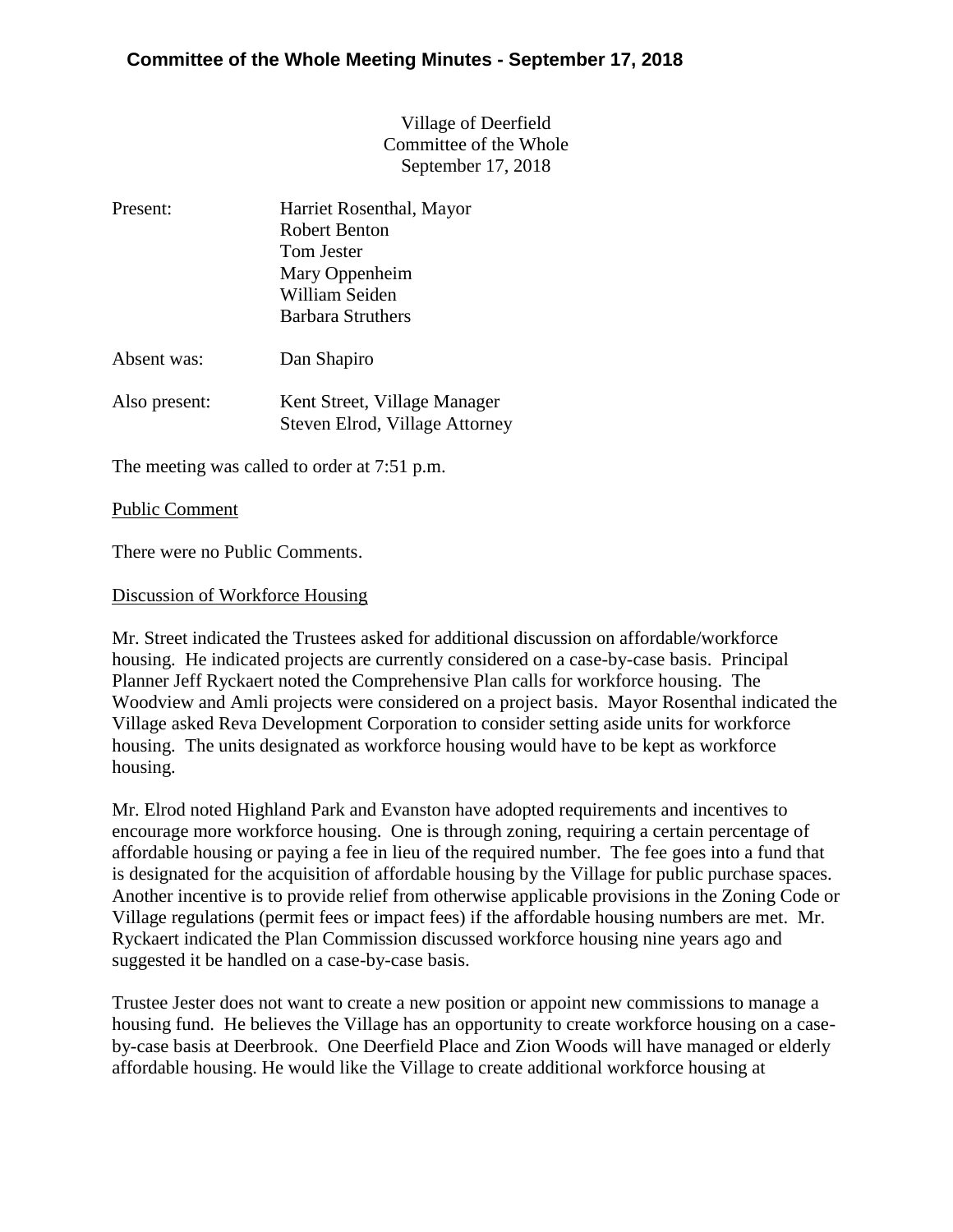# Committee of the Whole Meeting Minutes - September 17, 2018

Village of Deerfield
Committee of the Whole
September 17, 2018

Present: Harriet Rosenthal, Mayor
Robert Benton
Tom Jester
Mary Oppenheim
William Seiden
Barbara Struthers

Absent was: Dan Shapiro

Also present: Kent Street, Village Manager
Steven Elrod, Village Attorney

The meeting was called to order at 7:51 p.m.

Public Comment

There were no Public Comments.

Discussion of Workforce Housing

Mr. Street indicated the Trustees asked for additional discussion on affordable/workforce housing. He indicated projects are currently considered on a case-by-case basis. Principal Planner Jeff Ryckaert noted the Comprehensive Plan calls for workforce housing. The Woodview and Amli projects were considered on a project basis. Mayor Rosenthal indicated the Village asked Reva Development Corporation to consider setting aside units for workforce housing. The units designated as workforce housing would have to be kept as workforce housing.

Mr. Elrod noted Highland Park and Evanston have adopted requirements and incentives to encourage more workforce housing. One is through zoning, requiring a certain percentage of affordable housing or paying a fee in lieu of the required number. The fee goes into a fund that is designated for the acquisition of affordable housing by the Village for public purchase spaces. Another incentive is to provide relief from otherwise applicable provisions in the Zoning Code or Village regulations (permit fees or impact fees) if the affordable housing numbers are met. Mr. Ryckaert indicated the Plan Commission discussed workforce housing nine years ago and suggested it be handled on a case-by-case basis.

Trustee Jester does not want to create a new position or appoint new commissions to manage a housing fund. He believes the Village has an opportunity to create workforce housing on a case-by-case basis at Deerbrook. One Deerfield Place and Zion Woods will have managed or elderly affordable housing. He would like the Village to create additional workforce housing at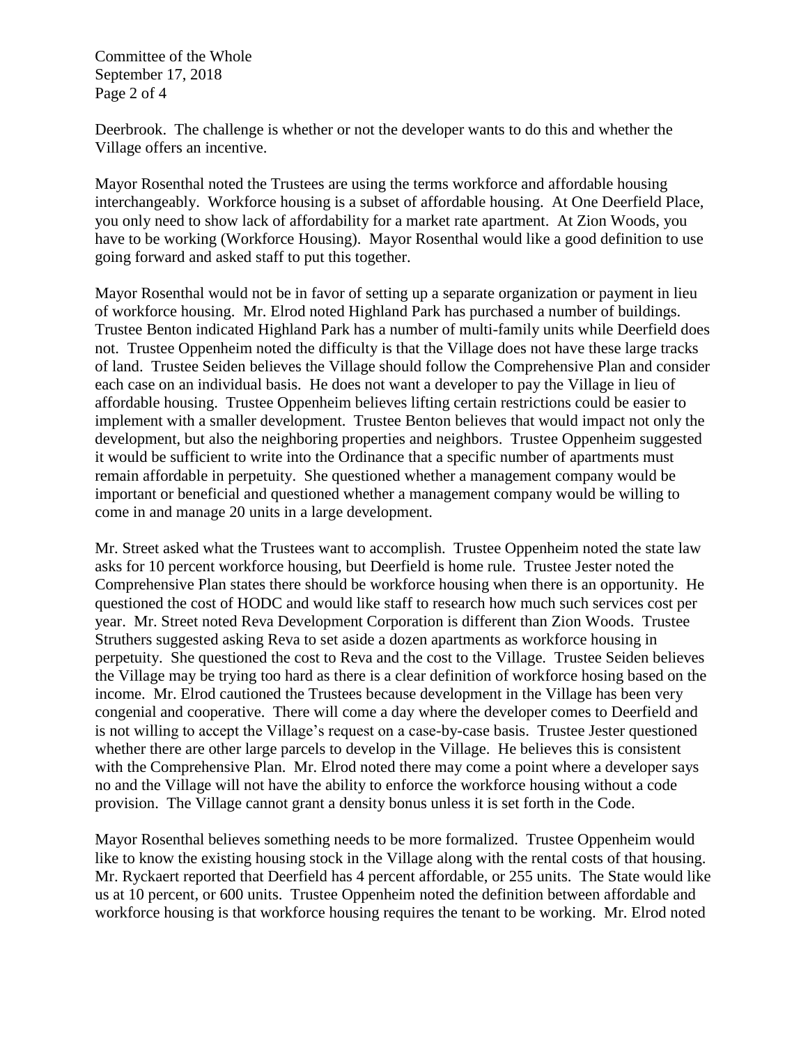Deerbrook. The challenge is whether or not the developer wants to do this and whether the Village offers an incentive.

Mayor Rosenthal noted the Trustees are using the terms workforce and affordable housing interchangeably. Workforce housing is a subset of affordable housing. At One Deerfield Place, you only need to show lack of affordability for a market rate apartment. At Zion Woods, you have to be working (Workforce Housing). Mayor Rosenthal would like a good definition to use going forward and asked staff to put this together.

Mayor Rosenthal would not be in favor of setting up a separate organization or payment in lieu of workforce housing. Mr. Elrod noted Highland Park has purchased a number of buildings. Trustee Benton indicated Highland Park has a number of multi-family units while Deerfield does not. Trustee Oppenheim noted the difficulty is that the Village does not have these large tracks of land. Trustee Seiden believes the Village should follow the Comprehensive Plan and consider each case on an individual basis. He does not want a developer to pay the Village in lieu of affordable housing. Trustee Oppenheim believes lifting certain restrictions could be easier to implement with a smaller development. Trustee Benton believes that would impact not only the development, but also the neighboring properties and neighbors. Trustee Oppenheim suggested it would be sufficient to write into the Ordinance that a specific number of apartments must remain affordable in perpetuity. She questioned whether a management company would be important or beneficial and questioned whether a management company would be willing to come in and manage 20 units in a large development.

Mr. Street asked what the Trustees want to accomplish. Trustee Oppenheim noted the state law asks for 10 percent workforce housing, but Deerfield is home rule. Trustee Jester noted the Comprehensive Plan states there should be workforce housing when there is an opportunity. He questioned the cost of HODC and would like staff to research how much such services cost per year. Mr. Street noted Reva Development Corporation is different than Zion Woods. Trustee Struthers suggested asking Reva to set aside a dozen apartments as workforce housing in perpetuity. She questioned the cost to Reva and the cost to the Village. Trustee Seiden believes the Village may be trying too hard as there is a clear definition of workforce hosing based on the income. Mr. Elrod cautioned the Trustees because development in the Village has been very congenial and cooperative. There will come a day where the developer comes to Deerfield and is not willing to accept the Village's request on a case-by-case basis. Trustee Jester questioned whether there are other large parcels to develop in the Village. He believes this is consistent with the Comprehensive Plan. Mr. Elrod noted there may come a point where a developer says no and the Village will not have the ability to enforce the workforce housing without a code provision. The Village cannot grant a density bonus unless it is set forth in the Code.

Mayor Rosenthal believes something needs to be more formalized. Trustee Oppenheim would like to know the existing housing stock in the Village along with the rental costs of that housing. Mr. Ryckaert reported that Deerfield has 4 percent affordable, or 255 units. The State would like us at 10 percent, or 600 units. Trustee Oppenheim noted the definition between affordable and workforce housing is that workforce housing requires the tenant to be working. Mr. Elrod noted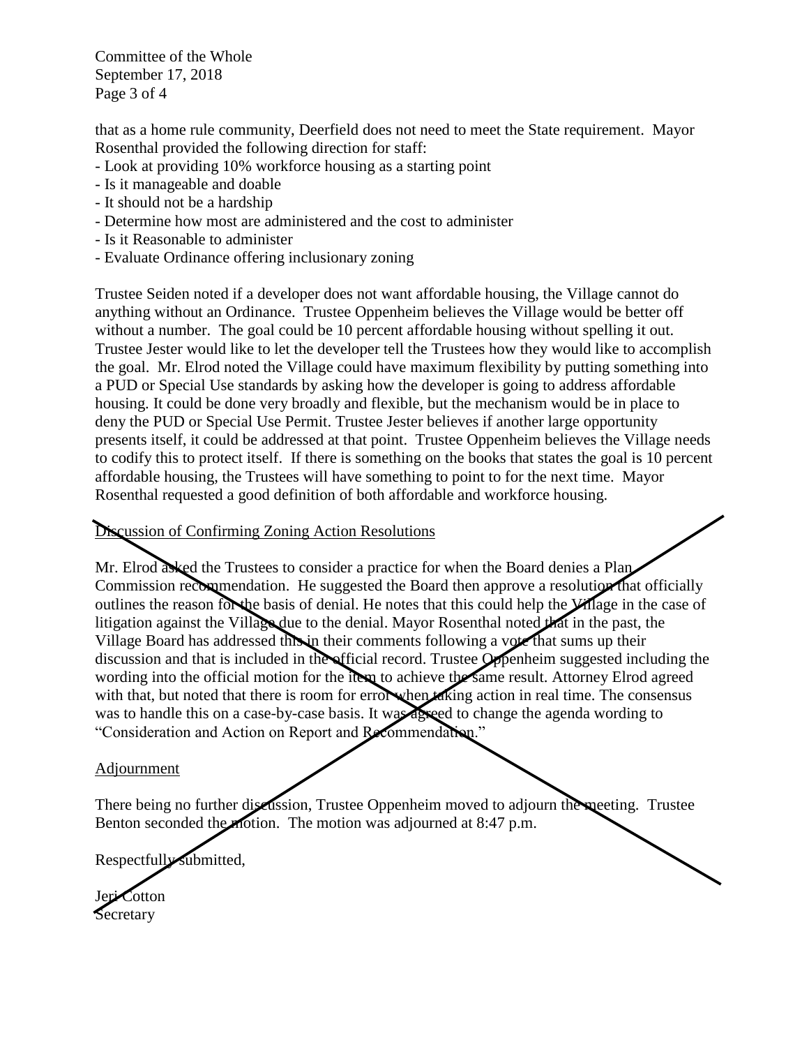that as a home rule community, Deerfield does not need to meet the State requirement. Mayor Rosenthal provided the following direction for staff:

- Look at providing 10% workforce housing as a starting point
- Is it manageable and doable
- It should not be a hardship
- Determine how most are administered and the cost to administer
- Is it Reasonable to administer
- Evaluate Ordinance offering inclusionary zoning

Trustee Seiden noted if a developer does not want affordable housing, the Village cannot do anything without an Ordinance. Trustee Oppenheim believes the Village would be better off without a number. The goal could be 10 percent affordable housing without spelling it out. Trustee Jester would like to let the developer tell the Trustees how they would like to accomplish the goal. Mr. Elrod noted the Village could have maximum flexibility by putting something into a PUD or Special Use standards by asking how the developer is going to address affordable housing. It could be done very broadly and flexible, but the mechanism would be in place to deny the PUD or Special Use Permit. Trustee Jester believes if another large opportunity presents itself, it could be addressed at that point. Trustee Oppenheim believes the Village needs to codify this to protect itself. If there is something on the books that states the goal is 10 percent affordable housing, the Trustees will have something to point to for the next time. Mayor Rosenthal requested a good definition of both affordable and workforce housing.

Discussion of Confirming Zoning Action Resolutions

Mr. Elrod asked the Trustees to consider a practice for when the Board denies a Plan Commission recommendation. He suggested the Board then approve a resolution that officially outlines the reason for the basis of denial. He notes that this could help the Village in the case of litigation against the Village due to the denial. Mayor Rosenthal noted that in the past, the Village Board has addressed this in their comments following a vote that sums up their discussion and that is included in the official record. Trustee Oppenheim suggested including the wording into the official motion for the item to achieve the same result. Attorney Elrod agreed with that, but noted that there is room for error when taking action in real time. The consensus was to handle this on a case-by-case basis. It was agreed to change the agenda wording to "Consideration and Action on Report and Recommendation."

Adjournment

There being no further discussion, Trustee Oppenheim moved to adjourn the meeting. Trustee Benton seconded the motion. The motion was adjourned at 8:47 p.m.

Respectfully submitted,

Jeri Cotton
Secretary